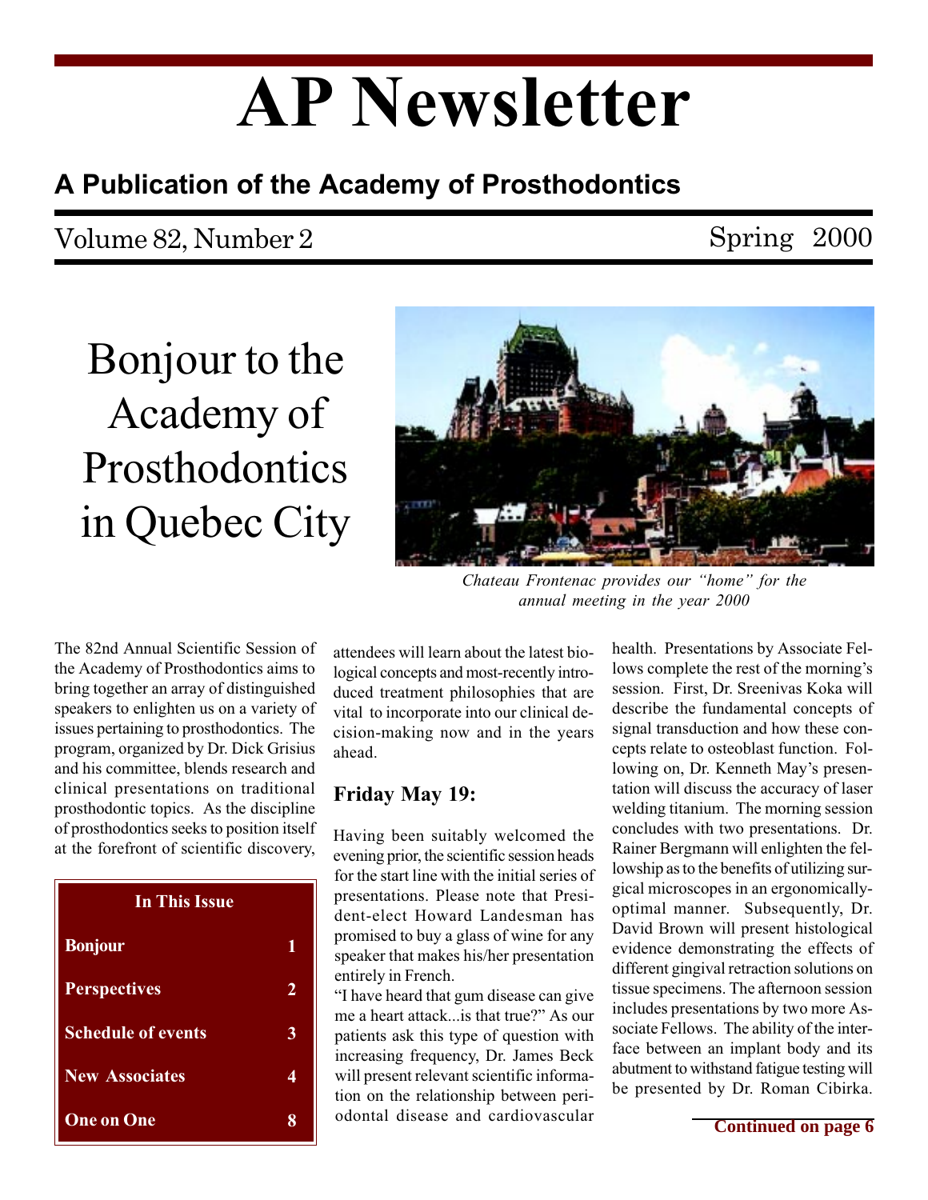# AP Newsletter

## A Publication of the Academy of Prosthodontics

Volume 82, Number 2 Spring 2000

# Bonjour to the Academy of Prosthodontics in Quebec City

*Chateau Frontenac provides our "home" for the annual meeting in the year 2000*

The 82nd Annual Scientific Session of the Academy of Prosthodontics aims to bring together an array of distinguished speakers to enlighten us on a variety of issues pertaining to prosthodontics. The program, organized by Dr. Dick Grisius and his committee, blends research and clinical presentations on traditional prosthodontic topics. As the discipline of prosthodontics seeks to position itself at the forefront of scientific discovery, attendees will learn about the latest biological concepts and most-recently introduced treatment philosophies that are vital to incorporate into our clinical decision-making now and in the years ahead.

| In This Issue | |
|---|---|
| **Bonjour** | **1** |
| **Perspectives** | **2** |
| **Schedule of events** | **3** |
| **New Associates** | **4** |
| **One on One** | **8** |

### Friday May 19:

Having been suitably welcomed the evening prior, the scientific session heads for the start line with the initial series of presentations. Please note that President-elect Howard Landesman has promised to buy a glass of wine for any speaker that makes his/her presentation entirely in French.

"I have heard that gum disease can give me a heart attack...is that true?" As our patients ask this type of question with increasing frequency, Dr. James Beck will present relevant scientific information on the relationship between periodontal disease and cardiovascular health. Presentations by Associate Fellows complete the rest of the morning's session. First, Dr. Sreenivas Koka will describe the fundamental concepts of signal transduction and how these concepts relate to osteoblast function. Following on, Dr. Kenneth May's presentation will discuss the accuracy of laser welding titanium. The morning session concludes with two presentations. Dr. Rainer Bergmann will enlighten the fellowship as to the benefits of utilizing surgical microscopes in an ergonomically-optimal manner. Subsequently, Dr. David Brown will present histological evidence demonstrating the effects of different gingival retraction solutions on tissue specimens. The afternoon session includes presentations by two more Associate Fellows. The ability of the interface between an implant body and its abutment to withstand fatigue testing will be presented by Dr. Roman Cibirka.

**Continued on page 6**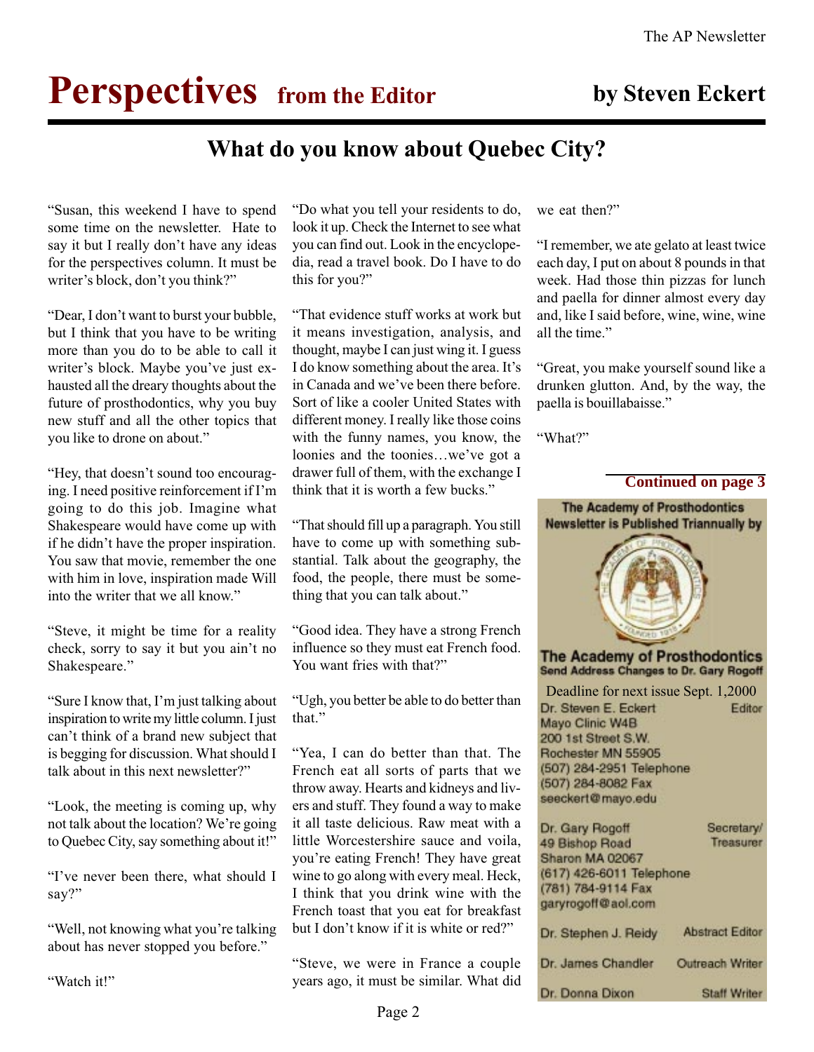# Perspectives from the Editor

**by Steven Eckert**

## What do you know about Quebec City?

"Susan, this weekend I have to spend some time on the newsletter. Hate to say it but I really don't have any ideas for the perspectives column. It must be writer's block, don't you think?"

"Dear, I don't want to burst your bubble, but I think that you have to be writing more than you do to be able to call it writer's block. Maybe you've just exhausted all the dreary thoughts about the future of prosthodontics, why you buy new stuff and all the other topics that you like to drone on about."

"Hey, that doesn't sound too encouraging. I need positive reinforcement if I'm going to do this job. Imagine what Shakespeare would have come up with if he didn't have the proper inspiration. You saw that movie, remember the one with him in love, inspiration made Will into the writer that we all know."

"Steve, it might be time for a reality check, sorry to say it but you ain't no Shakespeare."

"Sure I know that, I'm just talking about inspiration to write my little column. I just can't think of a brand new subject that is begging for discussion. What should I talk about in this next newsletter?"

"Look, the meeting is coming up, why not talk about the location? We're going to Quebec City, say something about it!"

"I've never been there, what should I say?"

"Well, not knowing what you're talking about has never stopped you before."

"Watch it!"

"Do what you tell your residents to do, look it up. Check the Internet to see what you can find out. Look in the encyclopedia, read a travel book. Do I have to do this for you?"

"That evidence stuff works at work but it means investigation, analysis, and thought, maybe I can just wing it. I guess I do know something about the area. It's in Canada and we've been there before. Sort of like a cooler United States with different money. I really like those coins with the funny names, you know, the loonies and the toonies…we've got a drawer full of them, with the exchange I think that it is worth a few bucks."

"That should fill up a paragraph. You still have to come up with something substantial. Talk about the geography, the food, the people, there must be something that you can talk about."

"Good idea. They have a strong French influence so they must eat French food. You want fries with that?"

"Ugh, you better be able to do better than that."

"Yea, I can do better than that. The French eat all sorts of parts that we throw away. Hearts and kidneys and livers and stuff. They found a way to make it all taste delicious. Raw meat with a little Worcestershire sauce and voila, you're eating French! They have great wine to go along with every meal. Heck, I think that you drink wine with the French toast that you eat for breakfast but I don't know if it is white or red?"

"Steve, we were in France a couple years ago, it must be similar. What did we eat then?"

"I remember, we ate gelato at least twice each day, I put on about 8 pounds in that week. Had those thin pizzas for lunch and paella for dinner almost every day and, like I said before, wine, wine, wine all the time."

"Great, you make yourself sound like a drunken glutton. And, by the way, the paella is bouillabaisse."

"What?"

**Continued on page 3**

---

The Academy of Prosthodontics Newsletter is Published Triannually by

**The Academy of Prosthodontics**
Send Address Changes to Dr. Gary Rogoff

Deadline for next issue Sept. 1,2000

Dr. Steven E. Eckert — Editor
Mayo Clinic W4B
200 1st Street S.W.
Rochester MN 55905
(507) 284-2951 Telephone
(507) 284-8082 Fax
seeckert@mayo.edu

Dr. Gary Rogoff — Secretary/Treasurer
49 Bishop Road
Sharon MA 02067
(617) 426-6011 Telephone
(781) 784-9114 Fax
garyrogoff@aol.com

Dr. Stephen J. Reidy — Abstract Editor

Dr. James Chandler — Outreach Writer

Dr. Donna Dixon — Staff Writer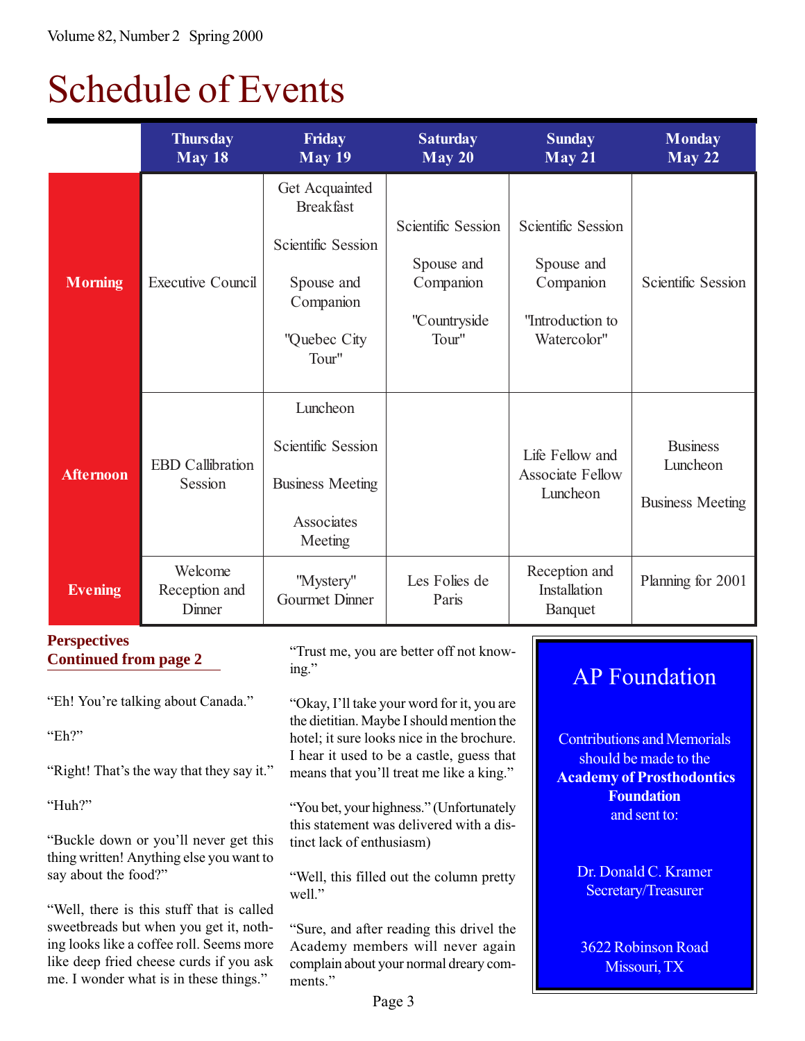# Schedule of Events

| | Thursday May 18 | Friday May 19 | Saturday May 20 | Sunday May 21 | Monday May 22 |
|---|---|---|---|---|---|
| **Morning** | Executive Council | Get Acquainted Breakfast<br><br>Scientific Session<br><br>Spouse and Companion<br><br>"Quebec City Tour" | Scientific Session<br><br>Spouse and Companion<br><br>"Countryside Tour" | Scientific Session<br><br>Spouse and Companion<br><br>"Introduction to Watercolor" | Scientific Session |
| **Afternoon** | EBD Callibration Session | Luncheon<br><br>Scientific Session<br><br>Business Meeting<br><br>Associates Meeting | | Life Fellow and Associate Fellow Luncheon | Business Luncheon<br><br>Business Meeting |
| **Evening** | Welcome Reception and Dinner | "Mystery" Gourmet Dinner | Les Folies de Paris | Reception and Installation Banquet | Planning for 2001 |

**Perspectives**
**Continued from page 2**

"Eh! You're talking about Canada."

"Eh?"

"Right! That's the way that they say it."

"Huh?"

"Buckle down or you'll never get this thing written! Anything else you want to say about the food?"

"Well, there is this stuff that is called sweetbreads but when you get it, nothing looks like a coffee roll. Seems more like deep fried cheese curds if you ask me. I wonder what is in these things."

"Trust me, you are better off not knowing."

"Okay, I'll take your word for it, you are the dietitian. Maybe I should mention the hotel; it sure looks nice in the brochure. I hear it used to be a castle, guess that means that you'll treat me like a king."

"You bet, your highness." (Unfortunately this statement was delivered with a distinct lack of enthusiasm)

"Well, this filled out the column pretty well."

"Sure, and after reading this drivel the Academy members will never again complain about your normal dreary comments."

## AP Foundation

Contributions and Memorials should be made to the **Academy of Prosthodontics Foundation** and sent to:

Dr. Donald C. Kramer
Secretary/Treasurer

3622 Robinson Road
Missouri, TX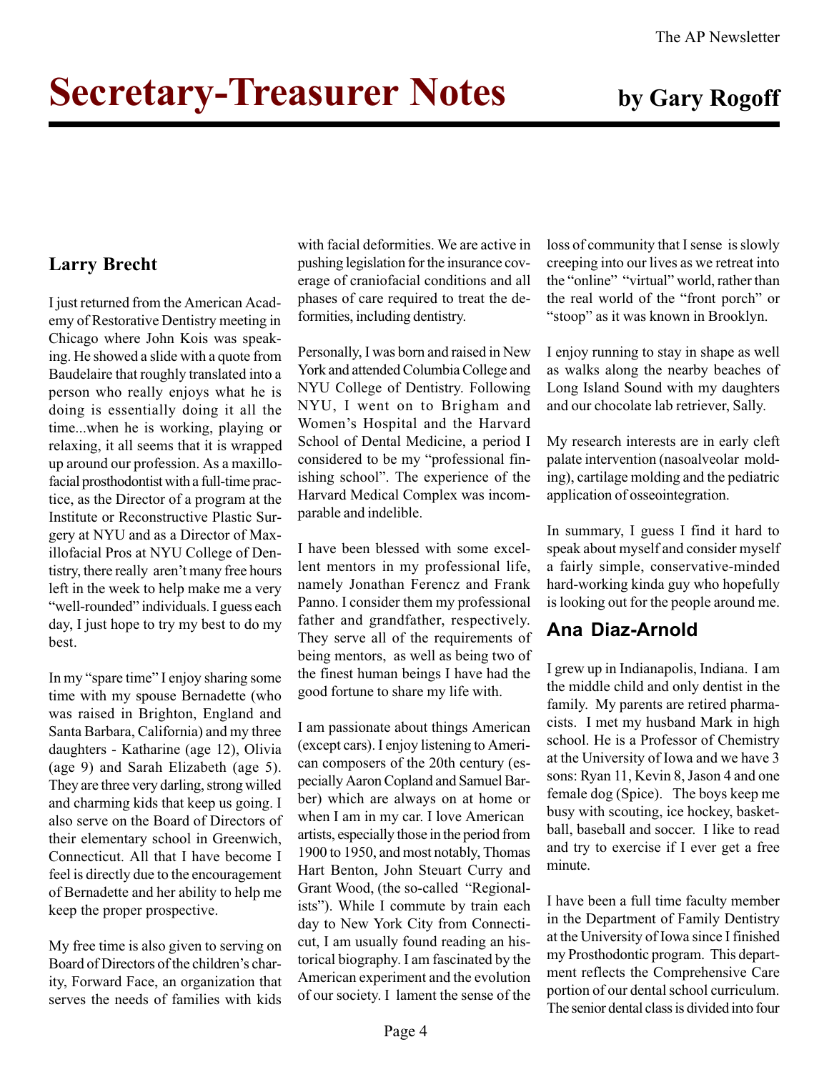# Secretary-Treasurer Notes

**by Gary Rogoff**

## Larry Brecht

I just returned from the American Academy of Restorative Dentistry meeting in Chicago where John Kois was speaking. He showed a slide with a quote from Baudelaire that roughly translated into a person who really enjoys what he is doing is essentially doing it all the time...when he is working, playing or relaxing, it all seems that it is wrapped up around our profession. As a maxillofacial prosthodontist with a full-time practice, as the Director of a program at the Institute or Reconstructive Plastic Surgery at NYU and as a Director of Maxillofacial Pros at NYU College of Dentistry, there really aren't many free hours left in the week to help make me a very "well-rounded" individuals. I guess each day, I just hope to try my best to do my best.

In my "spare time" I enjoy sharing some time with my spouse Bernadette (who was raised in Brighton, England and Santa Barbara, California) and my three daughters - Katharine (age 12), Olivia (age 9) and Sarah Elizabeth (age 5). They are three very darling, strong willed and charming kids that keep us going. I also serve on the Board of Directors of their elementary school in Greenwich, Connecticut. All that I have become I feel is directly due to the encouragement of Bernadette and her ability to help me keep the proper prospective.

My free time is also given to serving on Board of Directors of the children's charity, Forward Face, an organization that serves the needs of families with kids with facial deformities. We are active in pushing legislation for the insurance coverage of craniofacial conditions and all phases of care required to treat the deformities, including dentistry.

Personally, I was born and raised in New York and attended Columbia College and NYU College of Dentistry. Following NYU, I went on to Brigham and Women's Hospital and the Harvard School of Dental Medicine, a period I considered to be my "professional finishing school". The experience of the Harvard Medical Complex was incomparable and indelible.

I have been blessed with some excellent mentors in my professional life, namely Jonathan Ferencz and Frank Panno. I consider them my professional father and grandfather, respectively. They serve all of the requirements of being mentors, as well as being two of the finest human beings I have had the good fortune to share my life with.

I am passionate about things American (except cars). I enjoy listening to American composers of the 20th century (especially Aaron Copland and Samuel Barber) which are always on at home or when I am in my car. I love American artists, especially those in the period from 1900 to 1950, and most notably, Thomas Hart Benton, John Steuart Curry and Grant Wood, (the so-called "Regionalists"). While I commute by train each day to New York City from Connecticut, I am usually found reading an historical biography. I am fascinated by the American experiment and the evolution of our society. I lament the sense of the loss of community that I sense is slowly creeping into our lives as we retreat into the "online" "virtual" world, rather than the real world of the "front porch" or "stoop" as it was known in Brooklyn.

I enjoy running to stay in shape as well as walks along the nearby beaches of Long Island Sound with my daughters and our chocolate lab retriever, Sally.

My research interests are in early cleft palate intervention (nasoalveolar molding), cartilage molding and the pediatric application of osseointegration.

In summary, I guess I find it hard to speak about myself and consider myself a fairly simple, conservative-minded hard-working kinda guy who hopefully is looking out for the people around me.

## Ana Diaz-Arnold

I grew up in Indianapolis, Indiana. I am the middle child and only dentist in the family. My parents are retired pharmacists. I met my husband Mark in high school. He is a Professor of Chemistry at the University of Iowa and we have 3 sons: Ryan 11, Kevin 8, Jason 4 and one female dog (Spice). The boys keep me busy with scouting, ice hockey, basketball, baseball and soccer. I like to read and try to exercise if I ever get a free minute.

I have been a full time faculty member in the Department of Family Dentistry at the University of Iowa since I finished my Prosthodontic program. This department reflects the Comprehensive Care portion of our dental school curriculum. The senior dental class is divided into four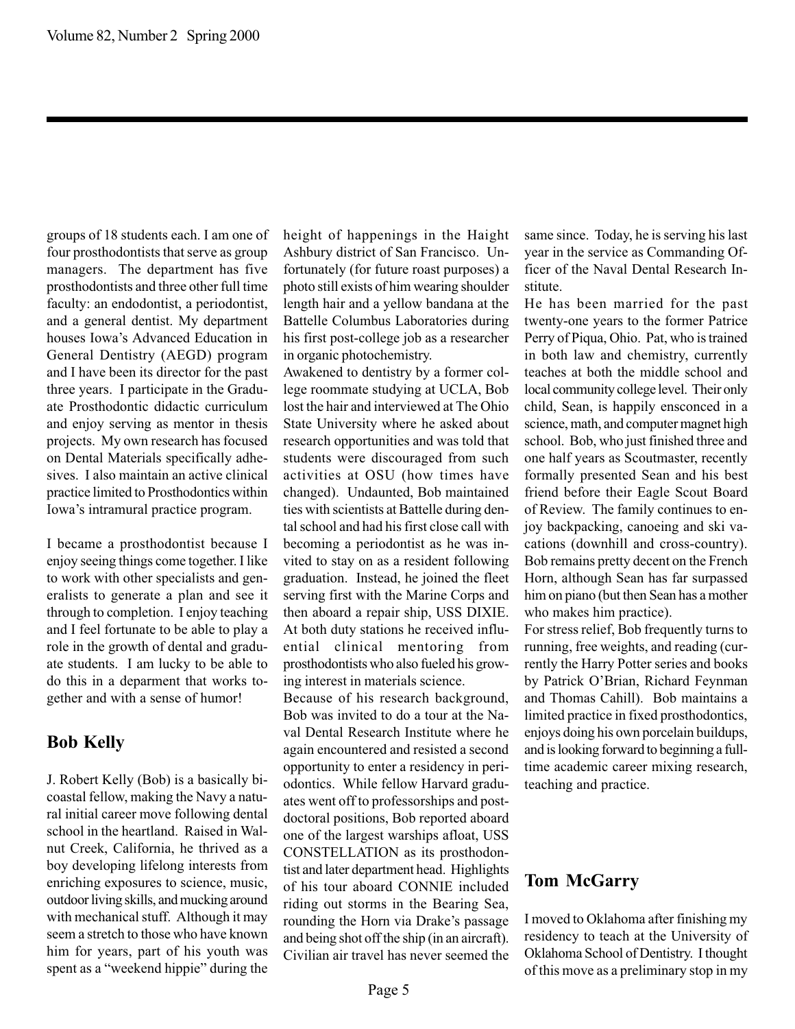groups of 18 students each. I am one of four prosthodontists that serve as group managers. The department has five prosthodontists and three other full time faculty: an endodontist, a periodontist, and a general dentist. My department houses Iowa's Advanced Education in General Dentistry (AEGD) program and I have been its director for the past three years. I participate in the Graduate Prosthodontic didactic curriculum and enjoy serving as mentor in thesis projects. My own research has focused on Dental Materials specifically adhesives. I also maintain an active clinical practice limited to Prosthodontics within Iowa's intramural practice program.

I became a prosthodontist because I enjoy seeing things come together. I like to work with other specialists and generalists to generate a plan and see it through to completion. I enjoy teaching and I feel fortunate to be able to play a role in the growth of dental and graduate students. I am lucky to be able to do this in a deparment that works together and with a sense of humor!

## Bob Kelly

J. Robert Kelly (Bob) is a basically bicoastal fellow, making the Navy a natural initial career move following dental school in the heartland. Raised in Walnut Creek, California, he thrived as a boy developing lifelong interests from enriching exposures to science, music, outdoor living skills, and mucking around with mechanical stuff. Although it may seem a stretch to those who have known him for years, part of his youth was spent as a "weekend hippie" during the height of happenings in the Haight Ashbury district of San Francisco. Unfortunately (for future roast purposes) a photo still exists of him wearing shoulder length hair and a yellow bandana at the Battelle Columbus Laboratories during his first post-college job as a researcher in organic photochemistry.

Awakened to dentistry by a former college roommate studying at UCLA, Bob lost the hair and interviewed at The Ohio State University where he asked about research opportunities and was told that students were discouraged from such activities at OSU (how times have changed). Undaunted, Bob maintained ties with scientists at Battelle during dental school and had his first close call with becoming a periodontist as he was invited to stay on as a resident following graduation. Instead, he joined the fleet serving first with the Marine Corps and then aboard a repair ship, USS DIXIE. At both duty stations he received influential clinical mentoring from prosthodontists who also fueled his growing interest in materials science.

Because of his research background, Bob was invited to do a tour at the Naval Dental Research Institute where he again encountered and resisted a second opportunity to enter a residency in periodontics. While fellow Harvard graduates went off to professorships and postdoctoral positions, Bob reported aboard one of the largest warships afloat, USS CONSTELLATION as its prosthodontist and later department head. Highlights of his tour aboard CONNIE included riding out storms in the Bearing Sea, rounding the Horn via Drake's passage and being shot off the ship (in an aircraft). Civilian air travel has never seemed the same since. Today, he is serving his last year in the service as Commanding Officer of the Naval Dental Research Institute.

He has been married for the past twenty-one years to the former Patrice Perry of Piqua, Ohio. Pat, who is trained in both law and chemistry, currently teaches at both the middle school and local community college level. Their only child, Sean, is happily ensconced in a science, math, and computer magnet high school. Bob, who just finished three and one half years as Scoutmaster, recently formally presented Sean and his best friend before their Eagle Scout Board of Review. The family continues to enjoy backpacking, canoeing and ski vacations (downhill and cross-country). Bob remains pretty decent on the French Horn, although Sean has far surpassed him on piano (but then Sean has a mother who makes him practice).

For stress relief, Bob frequently turns to running, free weights, and reading (currently the Harry Potter series and books by Patrick O'Brian, Richard Feynman and Thomas Cahill). Bob maintains a limited practice in fixed prosthodontics, enjoys doing his own porcelain buildups, and is looking forward to beginning a full-time academic career mixing research, teaching and practice.

## Tom McGarry

I moved to Oklahoma after finishing my residency to teach at the University of Oklahoma School of Dentistry. I thought of this move as a preliminary stop in my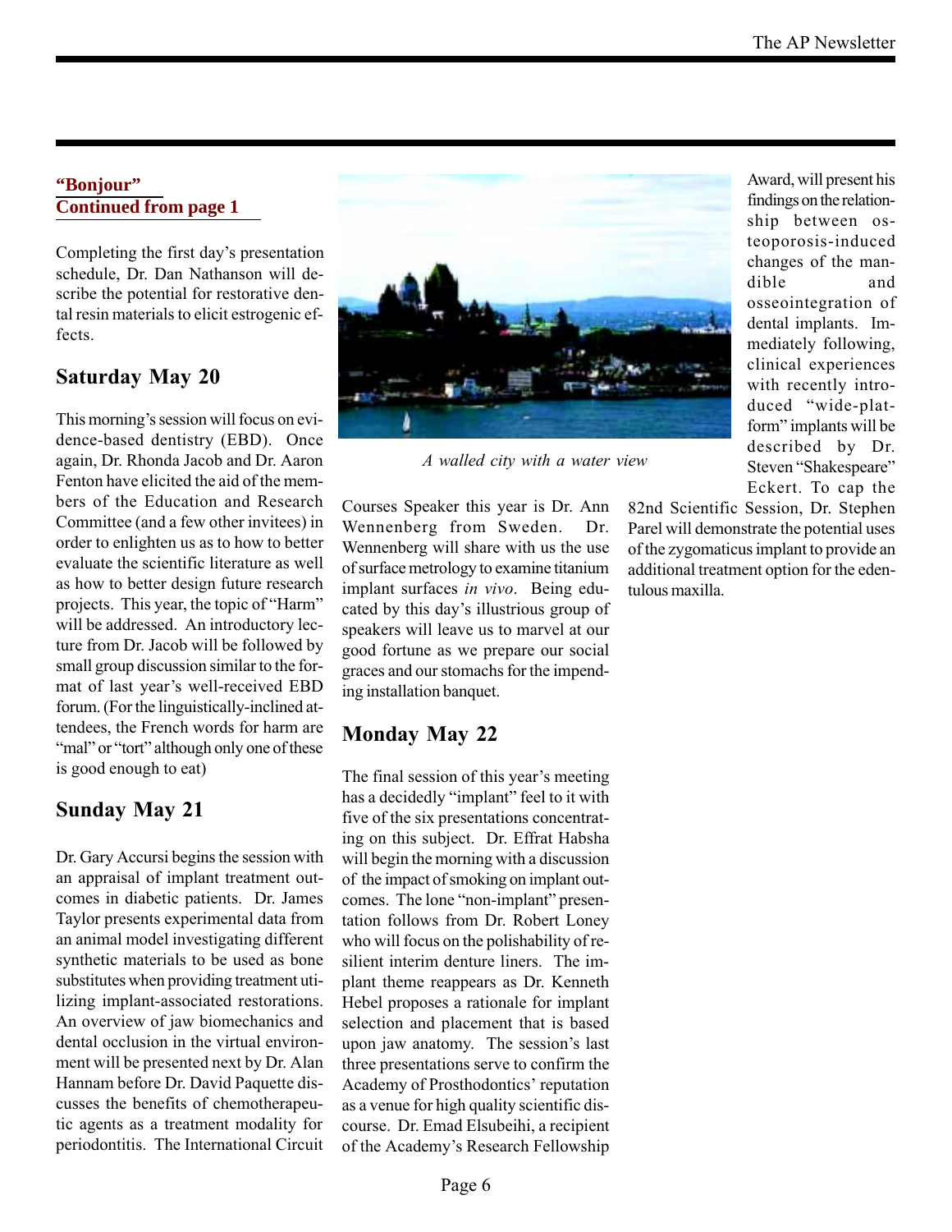**"Bonjour"**
**Continued from page 1**

Completing the first day's presentation schedule, Dr. Dan Nathanson will describe the potential for restorative dental resin materials to elicit estrogenic effects.

## Saturday May 20

This morning's session will focus on evidence-based dentistry (EBD). Once again, Dr. Rhonda Jacob and Dr. Aaron Fenton have elicited the aid of the members of the Education and Research Committee (and a few other invitees) in order to enlighten us as to how to better evaluate the scientific literature as well as how to better design future research projects. This year, the topic of "Harm" will be addressed. An introductory lecture from Dr. Jacob will be followed by small group discussion similar to the format of last year's well-received EBD forum. (For the linguistically-inclined attendees, the French words for harm are "mal" or "tort" although only one of these is good enough to eat)

## Sunday May 21

Dr. Gary Accursi begins the session with an appraisal of implant treatment outcomes in diabetic patients. Dr. James Taylor presents experimental data from an animal model investigating different synthetic materials to be used as bone substitutes when providing treatment utilizing implant-associated restorations. An overview of jaw biomechanics and dental occlusion in the virtual environment will be presented next by Dr. Alan Hannam before Dr. David Paquette discusses the benefits of chemotherapeutic agents as a treatment modality for periodontitis. The International Circuit Courses Speaker this year is Dr. Ann Wennenberg from Sweden. Dr. Wennenberg will share with us the use of surface metrology to examine titanium implant surfaces *in vivo*. Being educated by this day's illustrious group of speakers will leave us to marvel at our good fortune as we prepare our social graces and our stomachs for the impending installation banquet.

*A walled city with a water view*

## Monday May 22

The final session of this year's meeting has a decidedly "implant" feel to it with five of the six presentations concentrating on this subject. Dr. Effrat Habsha will begin the morning with a discussion of the impact of smoking on implant outcomes. The lone "non-implant" presentation follows from Dr. Robert Loney who will focus on the polishability of resilient interim denture liners. The implant theme reappears as Dr. Kenneth Hebel proposes a rationale for implant selection and placement that is based upon jaw anatomy. The session's last three presentations serve to confirm the Academy of Prosthodontics' reputation as a venue for high quality scientific discourse. Dr. Emad Elsubeihi, a recipient of the Academy's Research Fellowship Award, will present his findings on the relationship between osteoporosis-induced changes of the mandible and osseointegration of dental implants. Immediately following, clinical experiences with recently introduced "wide-platform" implants will be described by Dr. Steven "Shakespeare" Eckert. To cap the 82nd Scientific Session, Dr. Stephen Parel will demonstrate the potential uses of the zygomaticus implant to provide an additional treatment option for the edentulous maxilla.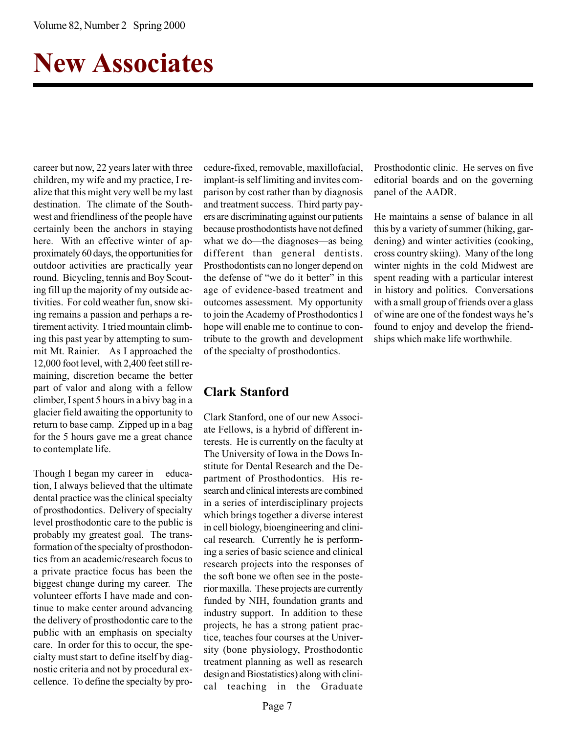# New Associates

career but now, 22 years later with three children, my wife and my practice, I realize that this might very well be my last destination. The climate of the Southwest and friendliness of the people have certainly been the anchors in staying here. With an effective winter of approximately 60 days, the opportunities for outdoor activities are practically year round. Bicycling, tennis and Boy Scouting fill up the majority of my outside activities. For cold weather fun, snow skiing remains a passion and perhaps a retirement activity. I tried mountain climbing this past year by attempting to summit Mt. Rainier. As I approached the 12,000 foot level, with 2,400 feet still remaining, discretion became the better part of valor and along with a fellow climber, I spent 5 hours in a bivy bag in a glacier field awaiting the opportunity to return to base camp. Zipped up in a bag for the 5 hours gave me a great chance to contemplate life.

Though I began my career in education, I always believed that the ultimate dental practice was the clinical specialty of prosthodontics. Delivery of specialty level prosthodontic care to the public is probably my greatest goal. The transformation of the specialty of prosthodontics from an academic/research focus to a private practice focus has been the biggest change during my career. The volunteer efforts I have made and continue to make center around advancing the delivery of prosthodontic care to the public with an emphasis on specialty care. In order for this to occur, the specialty must start to define itself by diagnostic criteria and not by procedural excellence. To define the specialty by procedure-fixed, removable, maxillofacial, implant-is self limiting and invites comparison by cost rather than by diagnosis and treatment success. Third party payers are discriminating against our patients because prosthodontists have not defined what we do—the diagnoses—as being different than general dentists. Prosthodontists can no longer depend on the defense of "we do it better" in this age of evidence-based treatment and outcomes assessment. My opportunity to join the Academy of Prosthodontics I hope will enable me to continue to contribute to the growth and development of the specialty of prosthodontics.

## Clark Stanford

Clark Stanford, one of our new Associate Fellows, is a hybrid of different interests. He is currently on the faculty at The University of Iowa in the Dows Institute for Dental Research and the Department of Prosthodontics. His research and clinical interests are combined in a series of interdisciplinary projects which brings together a diverse interest in cell biology, bioengineering and clinical research. Currently he is performing a series of basic science and clinical research projects into the responses of the soft bone we often see in the posterior maxilla. These projects are currently funded by NIH, foundation grants and industry support. In addition to these projects, he has a strong patient practice, teaches four courses at the University (bone physiology, Prosthodontic treatment planning as well as research design and Biostatistics) along with clinical teaching in the Graduate Prosthodontic clinic. He serves on five editorial boards and on the governing panel of the AADR.

He maintains a sense of balance in all this by a variety of summer (hiking, gardening) and winter activities (cooking, cross country skiing). Many of the long winter nights in the cold Midwest are spent reading with a particular interest in history and politics. Conversations with a small group of friends over a glass of wine are one of the fondest ways he's found to enjoy and develop the friendships which make life worthwhile.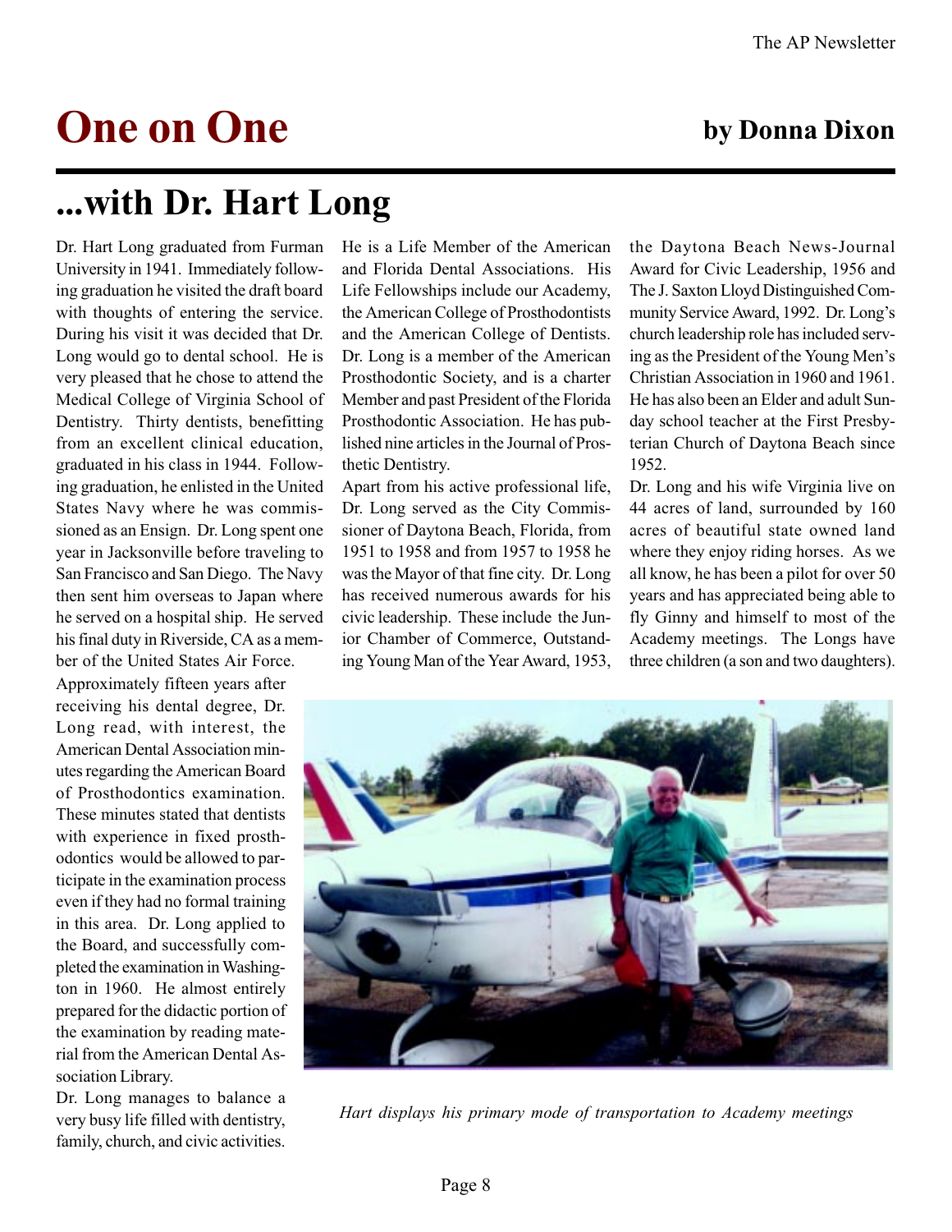# One on One

**by Donna Dixon**

## ...with Dr. Hart Long

Dr. Hart Long graduated from Furman University in 1941. Immediately following graduation he visited the draft board with thoughts of entering the service. During his visit it was decided that Dr. Long would go to dental school. He is very pleased that he chose to attend the Medical College of Virginia School of Dentistry. Thirty dentists, benefitting from an excellent clinical education, graduated in his class in 1944. Following graduation, he enlisted in the United States Navy where he was commissioned as an Ensign. Dr. Long spent one year in Jacksonville before traveling to San Francisco and San Diego. The Navy then sent him overseas to Japan where he served on a hospital ship. He served his final duty in Riverside, CA as a member of the United States Air Force.

Approximately fifteen years after receiving his dental degree, Dr. Long read, with interest, the American Dental Association minutes regarding the American Board of Prosthodontics examination. These minutes stated that dentists with experience in fixed prosthodontics would be allowed to participate in the examination process even if they had no formal training in this area. Dr. Long applied to the Board, and successfully completed the examination in Washington in 1960. He almost entirely prepared for the didactic portion of the examination by reading material from the American Dental Association Library.

Dr. Long manages to balance a very busy life filled with dentistry, family, church, and civic activities. He is a Life Member of the American and Florida Dental Associations. His Life Fellowships include our Academy, the American College of Prosthodontists and the American College of Dentists. Dr. Long is a member of the American Prosthodontic Society, and is a charter Member and past President of the Florida Prosthodontic Association. He has published nine articles in the Journal of Prosthetic Dentistry.

Apart from his active professional life, Dr. Long served as the City Commissioner of Daytona Beach, Florida, from 1951 to 1958 and from 1957 to 1958 he was the Mayor of that fine city. Dr. Long has received numerous awards for his civic leadership. These include the Junior Chamber of Commerce, Outstanding Young Man of the Year Award, 1953, the Daytona Beach News-Journal Award for Civic Leadership, 1956 and The J. Saxton Lloyd Distinguished Community Service Award, 1992. Dr. Long's church leadership role has included serving as the President of the Young Men's Christian Association in 1960 and 1961. He has also been an Elder and adult Sunday school teacher at the First Presbyterian Church of Daytona Beach since 1952.

Dr. Long and his wife Virginia live on 44 acres of land, surrounded by 160 acres of beautiful state owned land where they enjoy riding horses. As we all know, he has been a pilot for over 50 years and has appreciated being able to fly Ginny and himself to most of the Academy meetings. The Longs have three children (a son and two daughters).

*Hart displays his primary mode of transportation to Academy meetings*